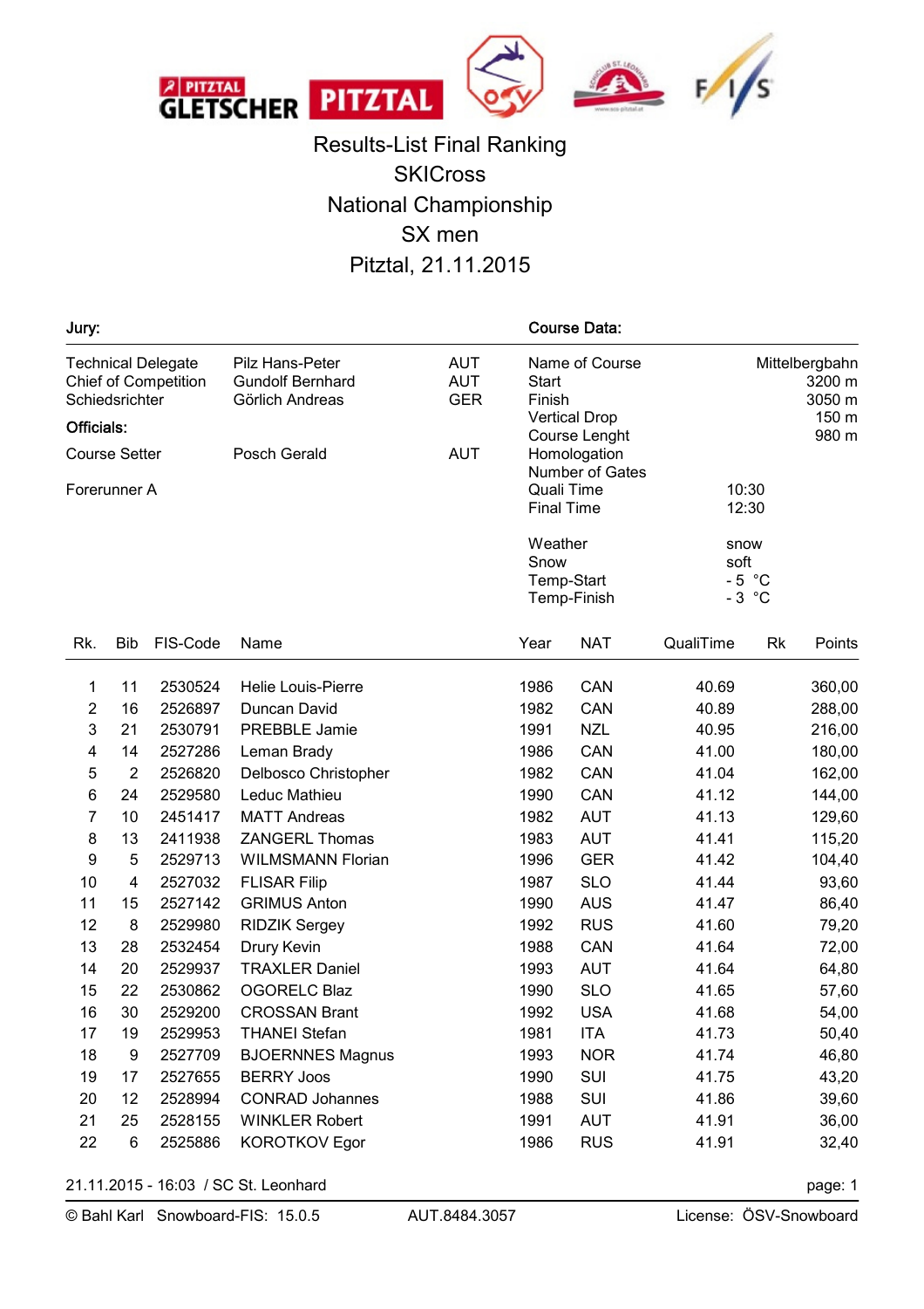# Results-List Final Ranking

## SKICross

## National Championship

## SX men

## Pitztal, 21.11.2015

**Jury:**

| | | |
|---|---|---|
| Technical Delegate | Pilz Hans-Peter | AUT |
| Chief of Competition | Gundolf Bernhard | AUT |
| Schiedsrichter | Görlich Andreas | GER |

**Officials:**

| | | |
|---|---|---|
| Course Setter | Posch Gerald | AUT |
| Forerunner A | | |

**Course Data:**

| | |
|---|---|
| Name of Course | Mittelbergbahn |
| Start | 3200 m |
| Finish | 3050 m |
| Vertical Drop | 150 m |
| Course Lenght | 980 m |
| Homologation | |
| Number of Gates | |
| Quali Time | 10:30 |
| Final Time | 12:30 |
| Weather | snow |
| Snow | soft |
| Temp-Start | - 5 °C |
| Temp-Finish | - 3 °C |

| Rk. | Bib | FIS-Code | Name | Year | NAT | QualiTime | Rk | Points |
|---|---|---|---|---|---|---|---|---|
| 1 | 11 | 2530524 | Helie Louis-Pierre | 1986 | CAN | 40.69 | | 360,00 |
| 2 | 16 | 2526897 | Duncan David | 1982 | CAN | 40.89 | | 288,00 |
| 3 | 21 | 2530791 | PREBBLE Jamie | 1991 | NZL | 40.95 | | 216,00 |
| 4 | 14 | 2527286 | Leman Brady | 1986 | CAN | 41.00 | | 180,00 |
| 5 | 2 | 2526820 | Delbosco Christopher | 1982 | CAN | 41.04 | | 162,00 |
| 6 | 24 | 2529580 | Leduc Mathieu | 1990 | CAN | 41.12 | | 144,00 |
| 7 | 10 | 2451417 | MATT Andreas | 1982 | AUT | 41.13 | | 129,60 |
| 8 | 13 | 2411938 | ZANGERL Thomas | 1983 | AUT | 41.41 | | 115,20 |
| 9 | 5 | 2529713 | WILMSMANN Florian | 1996 | GER | 41.42 | | 104,40 |
| 10 | 4 | 2527032 | FLISAR Filip | 1987 | SLO | 41.44 | | 93,60 |
| 11 | 15 | 2527142 | GRIMUS Anton | 1990 | AUS | 41.47 | | 86,40 |
| 12 | 8 | 2529980 | RIDZIK Sergey | 1992 | RUS | 41.60 | | 79,20 |
| 13 | 28 | 2532454 | Drury Kevin | 1988 | CAN | 41.64 | | 72,00 |
| 14 | 20 | 2529937 | TRAXLER Daniel | 1993 | AUT | 41.64 | | 64,80 |
| 15 | 22 | 2530862 | OGORELC Blaz | 1990 | SLO | 41.65 | | 57,60 |
| 16 | 30 | 2529200 | CROSSAN Brant | 1992 | USA | 41.68 | | 54,00 |
| 17 | 19 | 2529953 | THANEI Stefan | 1981 | ITA | 41.73 | | 50,40 |
| 18 | 9 | 2527709 | BJOERNNES Magnus | 1993 | NOR | 41.74 | | 46,80 |
| 19 | 17 | 2527655 | BERRY Joos | 1990 | SUI | 41.75 | | 43,20 |
| 20 | 12 | 2528994 | CONRAD Johannes | 1988 | SUI | 41.86 | | 39,60 |
| 21 | 25 | 2528155 | WINKLER Robert | 1991 | AUT | 41.91 | | 36,00 |
| 22 | 6 | 2525886 | KOROTKOV Egor | 1986 | RUS | 41.91 | | 32,40 |

21.11.2015 - 16:03 / SC St. Leonhard

© Bahl Karl Snowboard-FIS: 15.0.5 AUT.8484.3057 License: ÖSV-Snowboard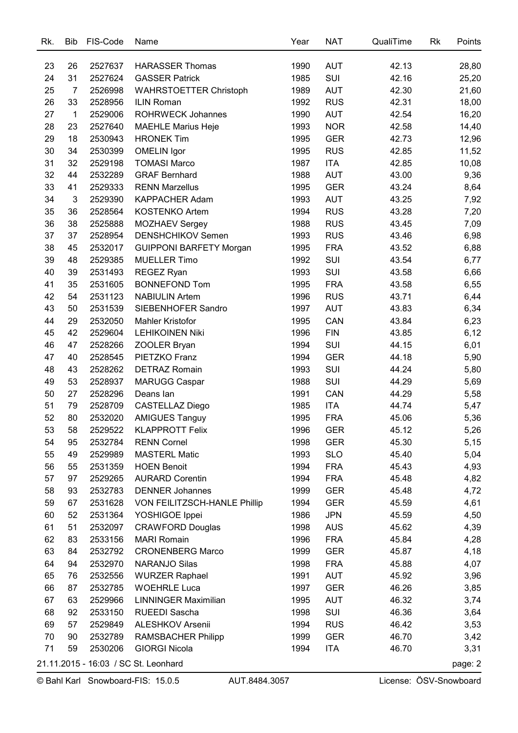| Rk. | Bib | FIS-Code | Name | Year | NAT | QualiTime | Rk | Points |
|---|---|---|---|---|---|---|---|---|
| 23 | 26 | 2527637 | HARASSER Thomas | 1990 | AUT | 42.13 | | 28,80 |
| 24 | 31 | 2527624 | GASSER Patrick | 1985 | SUI | 42.16 | | 25,20 |
| 25 | 7 | 2526998 | WAHRSTOETTER Christoph | 1989 | AUT | 42.30 | | 21,60 |
| 26 | 33 | 2528956 | ILIN Roman | 1992 | RUS | 42.31 | | 18,00 |
| 27 | 1 | 2529006 | ROHRWECK Johannes | 1990 | AUT | 42.54 | | 16,20 |
| 28 | 23 | 2527640 | MAEHLE Marius Heje | 1993 | NOR | 42.58 | | 14,40 |
| 29 | 18 | 2530943 | HRONEK Tim | 1995 | GER | 42.73 | | 12,96 |
| 30 | 34 | 2530399 | OMELIN Igor | 1995 | RUS | 42.85 | | 11,52 |
| 31 | 32 | 2529198 | TOMASI Marco | 1987 | ITA | 42.85 | | 10,08 |
| 32 | 44 | 2532289 | GRAF Bernhard | 1988 | AUT | 43.00 | | 9,36 |
| 33 | 41 | 2529333 | RENN Marzellus | 1995 | GER | 43.24 | | 8,64 |
| 34 | 3 | 2529390 | KAPPACHER Adam | 1993 | AUT | 43.25 | | 7,92 |
| 35 | 36 | 2528564 | KOSTENKO Artem | 1994 | RUS | 43.28 | | 7,20 |
| 36 | 38 | 2525888 | MOZHAEV Sergey | 1988 | RUS | 43.45 | | 7,09 |
| 37 | 37 | 2528954 | DENSHCHIKOV Semen | 1993 | RUS | 43.46 | | 6,98 |
| 38 | 45 | 2532017 | GUIPPONI BARFETY Morgan | 1995 | FRA | 43.52 | | 6,88 |
| 39 | 48 | 2529385 | MUELLER Timo | 1992 | SUI | 43.54 | | 6,77 |
| 40 | 39 | 2531493 | REGEZ Ryan | 1993 | SUI | 43.58 | | 6,66 |
| 41 | 35 | 2531605 | BONNEFOND Tom | 1995 | FRA | 43.58 | | 6,55 |
| 42 | 54 | 2531123 | NABIULIN Artem | 1996 | RUS | 43.71 | | 6,44 |
| 43 | 50 | 2531539 | SIEBENHOFER Sandro | 1997 | AUT | 43.83 | | 6,34 |
| 44 | 29 | 2532050 | Mahler Kristofor | 1995 | CAN | 43.84 | | 6,23 |
| 45 | 42 | 2529604 | LEHIKOINEN Niki | 1996 | FIN | 43.85 | | 6,12 |
| 46 | 47 | 2528266 | ZOOLER Bryan | 1994 | SUI | 44.15 | | 6,01 |
| 47 | 40 | 2528545 | PIETZKO Franz | 1994 | GER | 44.18 | | 5,90 |
| 48 | 43 | 2528262 | DETRAZ Romain | 1993 | SUI | 44.24 | | 5,80 |
| 49 | 53 | 2528937 | MARUGG Caspar | 1988 | SUI | 44.29 | | 5,69 |
| 50 | 27 | 2528296 | Deans Ian | 1991 | CAN | 44.29 | | 5,58 |
| 51 | 79 | 2528709 | CASTELLAZ Diego | 1985 | ITA | 44.74 | | 5,47 |
| 52 | 80 | 2532020 | AMIGUES Tanguy | 1995 | FRA | 45.06 | | 5,36 |
| 53 | 58 | 2529522 | KLAPPROTT Felix | 1996 | GER | 45.12 | | 5,26 |
| 54 | 95 | 2532784 | RENN Cornel | 1998 | GER | 45.30 | | 5,15 |
| 55 | 49 | 2529989 | MASTERL Matic | 1993 | SLO | 45.40 | | 5,04 |
| 56 | 55 | 2531359 | HOEN Benoit | 1994 | FRA | 45.43 | | 4,93 |
| 57 | 97 | 2529265 | AURARD Corentin | 1994 | FRA | 45.48 | | 4,82 |
| 58 | 93 | 2532783 | DENNER Johannes | 1999 | GER | 45.48 | | 4,72 |
| 59 | 67 | 2531628 | VON FEILITZSCH-HANLE Phillip | 1994 | GER | 45.59 | | 4,61 |
| 60 | 52 | 2531364 | YOSHIGOE Ippei | 1986 | JPN | 45.59 | | 4,50 |
| 61 | 51 | 2532097 | CRAWFORD Douglas | 1998 | AUS | 45.62 | | 4,39 |
| 62 | 83 | 2533156 | MARI Romain | 1996 | FRA | 45.84 | | 4,28 |
| 63 | 84 | 2532792 | CRONENBERG Marco | 1999 | GER | 45.87 | | 4,18 |
| 64 | 94 | 2532970 | NARANJO Silas | 1998 | FRA | 45.88 | | 4,07 |
| 65 | 76 | 2532556 | WURZER Raphael | 1991 | AUT | 45.92 | | 3,96 |
| 66 | 87 | 2532785 | WOEHRLE Luca | 1997 | GER | 46.26 | | 3,85 |
| 67 | 63 | 2529966 | LINNINGER Maximilian | 1995 | AUT | 46.32 | | 3,74 |
| 68 | 92 | 2533150 | RUEEDI Sascha | 1998 | SUI | 46.36 | | 3,64 |
| 69 | 57 | 2529849 | ALESHKOV Arsenii | 1994 | RUS | 46.42 | | 3,53 |
| 70 | 90 | 2532789 | RAMSBACHER Philipp | 1999 | GER | 46.70 | | 3,42 |
| 71 | 59 | 2530206 | GIORGI Nicola | 1994 | ITA | 46.70 | | 3,31 |

21.11.2015 - 16:03 / SC St. Leonhard

© Bahl Karl Snowboard-FIS: 15.0.5 AUT.8484.3057 License: ÖSV-Snowboard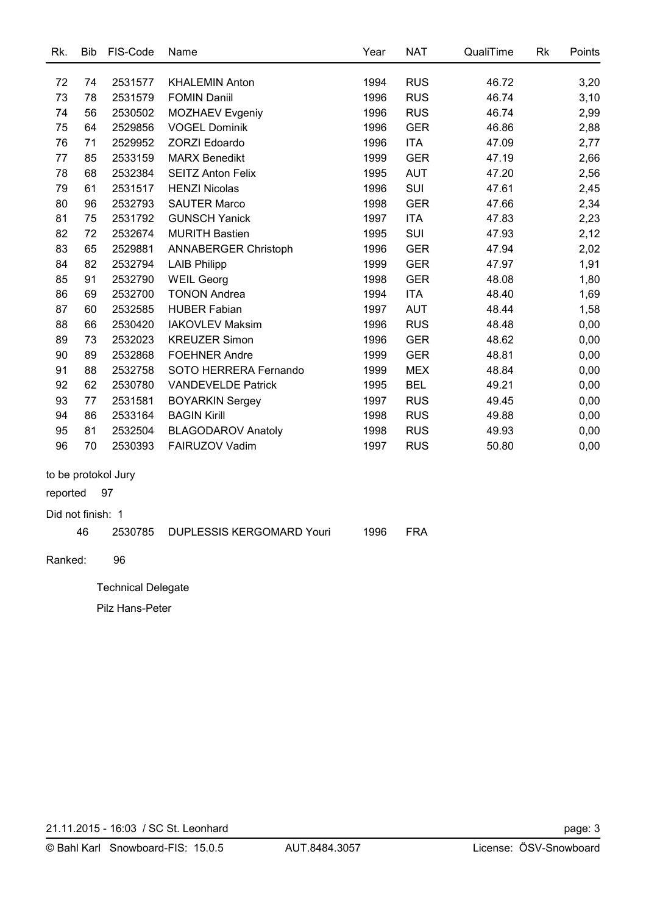| Rk. | Bib | FIS-Code | Name | Year | NAT | QualiTime | Rk | Points |
|---|---|---|---|---|---|---|---|---|
| 72 | 74 | 2531577 | KHALEMIN Anton | 1994 | RUS | 46.72 | | 3,20 |
| 73 | 78 | 2531579 | FOMIN Daniil | 1996 | RUS | 46.74 | | 3,10 |
| 74 | 56 | 2530502 | MOZHAEV Evgeniy | 1996 | RUS | 46.74 | | 2,99 |
| 75 | 64 | 2529856 | VOGEL Dominik | 1996 | GER | 46.86 | | 2,88 |
| 76 | 71 | 2529952 | ZORZI Edoardo | 1996 | ITA | 47.09 | | 2,77 |
| 77 | 85 | 2533159 | MARX Benedikt | 1999 | GER | 47.19 | | 2,66 |
| 78 | 68 | 2532384 | SEITZ Anton Felix | 1995 | AUT | 47.20 | | 2,56 |
| 79 | 61 | 2531517 | HENZI Nicolas | 1996 | SUI | 47.61 | | 2,45 |
| 80 | 96 | 2532793 | SAUTER Marco | 1998 | GER | 47.66 | | 2,34 |
| 81 | 75 | 2531792 | GUNSCH Yanick | 1997 | ITA | 47.83 | | 2,23 |
| 82 | 72 | 2532674 | MURITH Bastien | 1995 | SUI | 47.93 | | 2,12 |
| 83 | 65 | 2529881 | ANNABERGER Christoph | 1996 | GER | 47.94 | | 2,02 |
| 84 | 82 | 2532794 | LAIB Philipp | 1999 | GER | 47.97 | | 1,91 |
| 85 | 91 | 2532790 | WEIL Georg | 1998 | GER | 48.08 | | 1,80 |
| 86 | 69 | 2532700 | TONON Andrea | 1994 | ITA | 48.40 | | 1,69 |
| 87 | 60 | 2532585 | HUBER Fabian | 1997 | AUT | 48.44 | | 1,58 |
| 88 | 66 | 2530420 | IAKOVLEV Maksim | 1996 | RUS | 48.48 | | 0,00 |
| 89 | 73 | 2532023 | KREUZER Simon | 1996 | GER | 48.62 | | 0,00 |
| 90 | 89 | 2532868 | FOEHNER Andre | 1999 | GER | 48.81 | | 0,00 |
| 91 | 88 | 2532758 | SOTO HERRERA Fernando | 1999 | MEX | 48.84 | | 0,00 |
| 92 | 62 | 2530780 | VANDEVELDE Patrick | 1995 | BEL | 49.21 | | 0,00 |
| 93 | 77 | 2531581 | BOYARKIN Sergey | 1997 | RUS | 49.45 | | 0,00 |
| 94 | 86 | 2533164 | BAGIN Kirill | 1998 | RUS | 49.88 | | 0,00 |
| 95 | 81 | 2532504 | BLAGODAROV Anatoly | 1998 | RUS | 49.93 | | 0,00 |
| 96 | 70 | 2530393 | FAIRUZOV Vadim | 1997 | RUS | 50.80 | | 0,00 |

to be protokol Jury

reported 97

Did not finish: 1

| | | | | |
|---|---|---|---|---|
| 46 | 2530785 | DUPLESSIS KERGOMARD Youri | 1996 | FRA |

Ranked: 96

Technical Delegate

Pilz Hans-Peter

21.11.2015 - 16:03 / SC St. Leonhard

© Bahl Karl Snowboard-FIS: 15.0.5 AUT.8484.3057 License: ÖSV-Snowboard